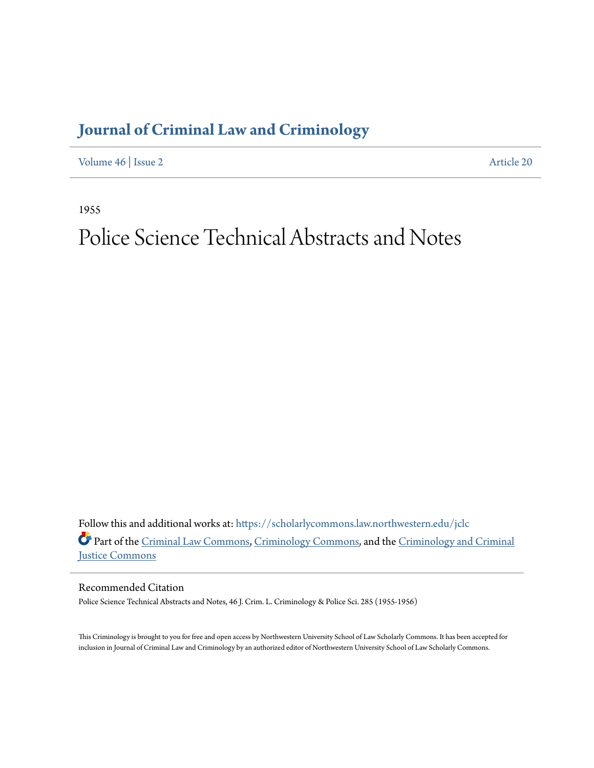# Journal of Criminal Law and Criminology

Volume 46 | Issue 2 Article 20

1955

# Police Science Technical Abstracts and Notes

Follow this and additional works at: https://scholarlycommons.law.northwestern.edu/jclc

Part of the Criminal Law Commons, Criminology Commons, and the Criminology and Criminal Justice Commons

## Recommended Citation

Police Science Technical Abstracts and Notes, 46 J. Crim. L. Criminology & Police Sci. 285 (1955-1956)

This Criminology is brought to you for free and open access by Northwestern University School of Law Scholarly Commons. It has been accepted for inclusion in Journal of Criminal Law and Criminology by an authorized editor of Northwestern University School of Law Scholarly Commons.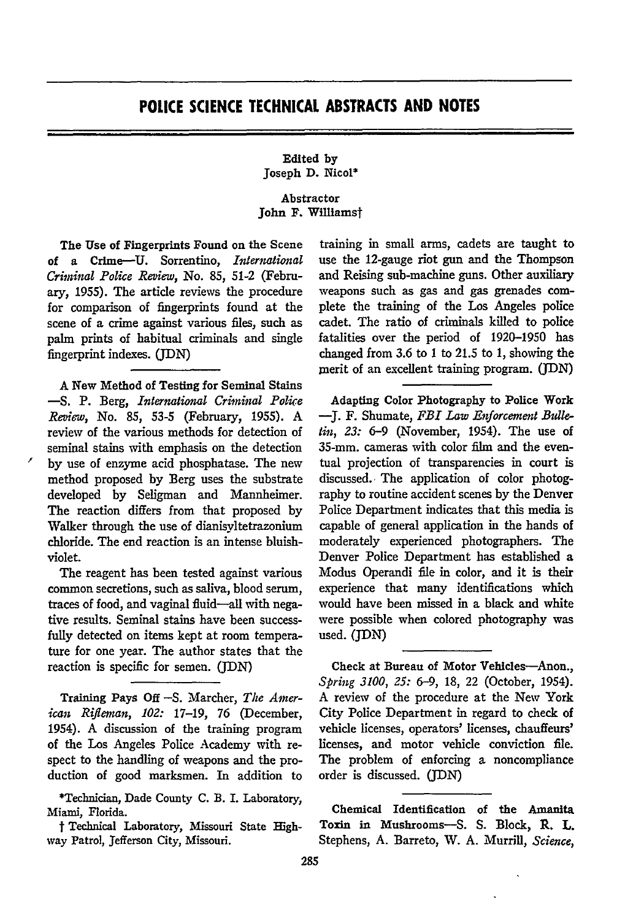# POLICE SCIENCE TECHNICAL ABSTRACTS AND NOTES

Edited by
Joseph D. Nicol*

Abstractor
John F. Williams†

**The Use of Fingerprints Found on the Scene of a Crime**—U. Sorrentino, *International Criminal Police Review*, No. 85, 51-2 (February, 1955). The article reviews the procedure for comparison of fingerprints found at the scene of a crime against various files, such as palm prints of habitual criminals and single fingerprint indexes. (JDN)

**A New Method of Testing for Seminal Stains**—S. P. Berg, *International Criminal Police Review*, No. 85, 53-5 (February, 1955). A review of the various methods for detection of seminal stains with emphasis on the detection by use of enzyme acid phosphatase. The new method proposed by Berg uses the substrate developed by Seligman and Mannheimer. The reaction differs from that proposed by Walker through the use of dianisyltetrazonium chloride. The end reaction is an intense bluish-violet.

The reagent has been tested against various common secretions, such as saliva, blood serum, traces of food, and vaginal fluid—all with negative results. Seminal stains have been successfully detected on items kept at room temperature for one year. The author states that the reaction is specific for semen. (JDN)

**Training Pays Off**—S. Marcher, *The American Rifleman, 102:* 17–19, 76 (December, 1954). A discussion of the training program of the Los Angeles Police Academy with respect to the handling of weapons and the production of good marksmen. In addition to training in small arms, cadets are taught to use the 12-gauge riot gun and the Thompson and Reising sub-machine guns. Other auxiliary weapons such as gas and gas grenades complete the training of the Los Angeles police cadet. The ratio of criminals killed to police fatalities over the period of 1920–1950 has changed from 3.6 to 1 to 21.5 to 1, showing the merit of an excellent training program. (JDN)

**Adapting Color Photography to Police Work**—J. F. Shumate, *FBI Law Enforcement Bulletin, 23:* 6–9 (November, 1954). The use of 35-mm. cameras with color film and the eventual projection of transparencies in court is discussed. The application of color photography to routine accident scenes by the Denver Police Department indicates that this media is capable of general application in the hands of moderately experienced photographers. The Denver Police Department has established a Modus Operandi file in color, and it is their experience that many identifications which would have been missed in a black and white were possible when colored photography was used. (JDN)

**Check at Bureau of Motor Vehicles**—Anon., *Spring 3100, 25:* 6–9, 18, 22 (October, 1954). A review of the procedure at the New York City Police Department in regard to check of vehicle licenses, operators' licenses, chauffeurs' licenses, and motor vehicle conviction file. The problem of enforcing a noncompliance order is discussed. (JDN)

**Chemical Identification of the Amanita Toxin in Mushrooms**—S. S. Block, R. L. Stephens, A. Barreto, W. A. Murrill, *Science,*

*Technician, Dade County C. B. I. Laboratory, Miami, Florida.

† Technical Laboratory, Missouri State Highway Patrol, Jefferson City, Missouri.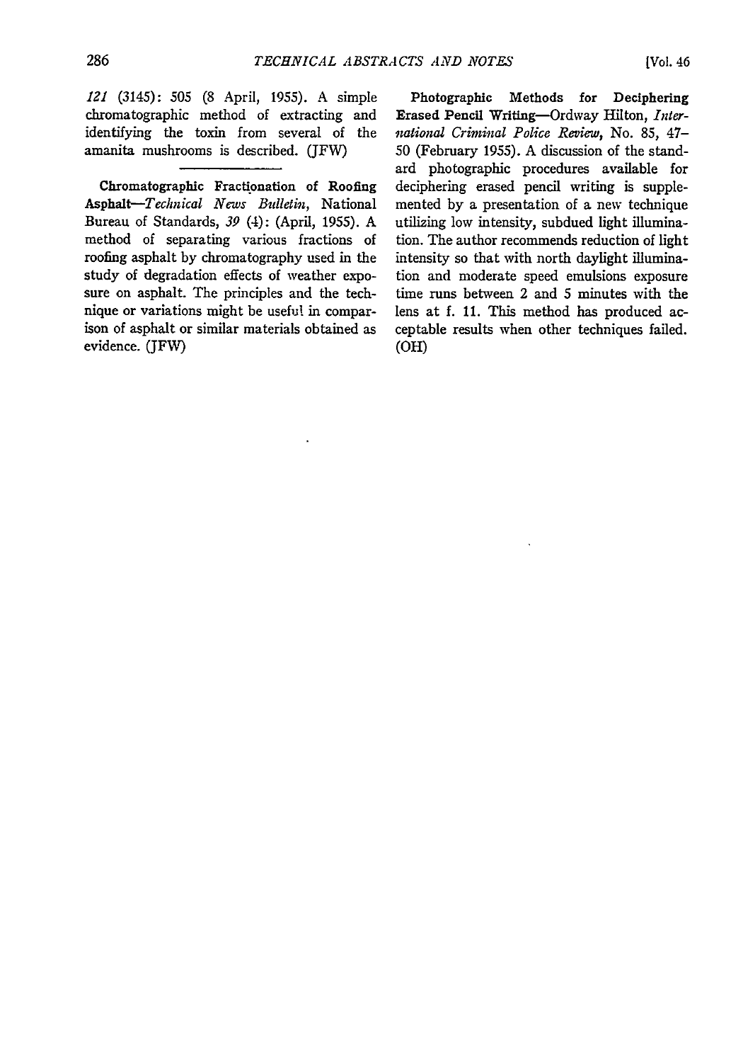*121* (3145): 505 (8 April, 1955). A simple chromatographic method of extracting and identifying the toxin from several of the amanita mushrooms is described. (JFW)

**Chromatographic Fractionation of Roofing Asphalt**—*Technical News Bulletin*, National Bureau of Standards, *39* (4): (April, 1955). A method of separating various fractions of roofing asphalt by chromatography used in the study of degradation effects of weather exposure on asphalt. The principles and the technique or variations might be useful in comparison of asphalt or similar materials obtained as evidence. (JFW)

**Photographic Methods for Deciphering Erased Pencil Writing**—Ordway Hilton, *International Criminal Police Review*, No. 85, 47–50 (February 1955). A discussion of the standard photographic procedures available for deciphering erased pencil writing is supplemented by a presentation of a new technique utilizing low intensity, subdued light illumination. The author recommends reduction of light intensity so that with north daylight illumination and moderate speed emulsions exposure time runs between 2 and 5 minutes with the lens at f. 11. This method has produced acceptable results when other techniques failed. (OH)